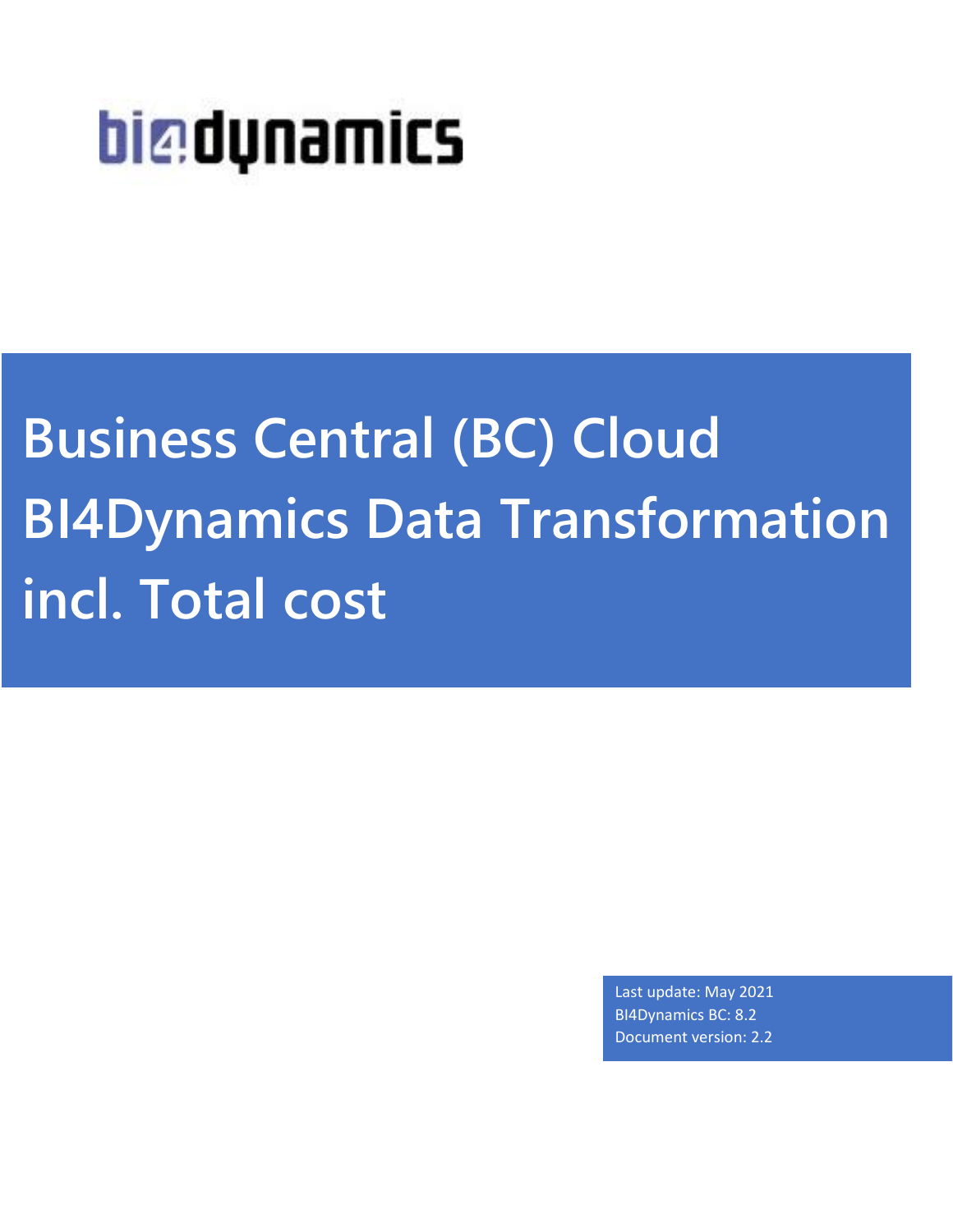bi4dynamics

# Business Central (BC) Cloud BI4Dynamics Data Transformation incl. Total cost

Last update: May 2021
BI4Dynamics BC: 8.2
Document version: 2.2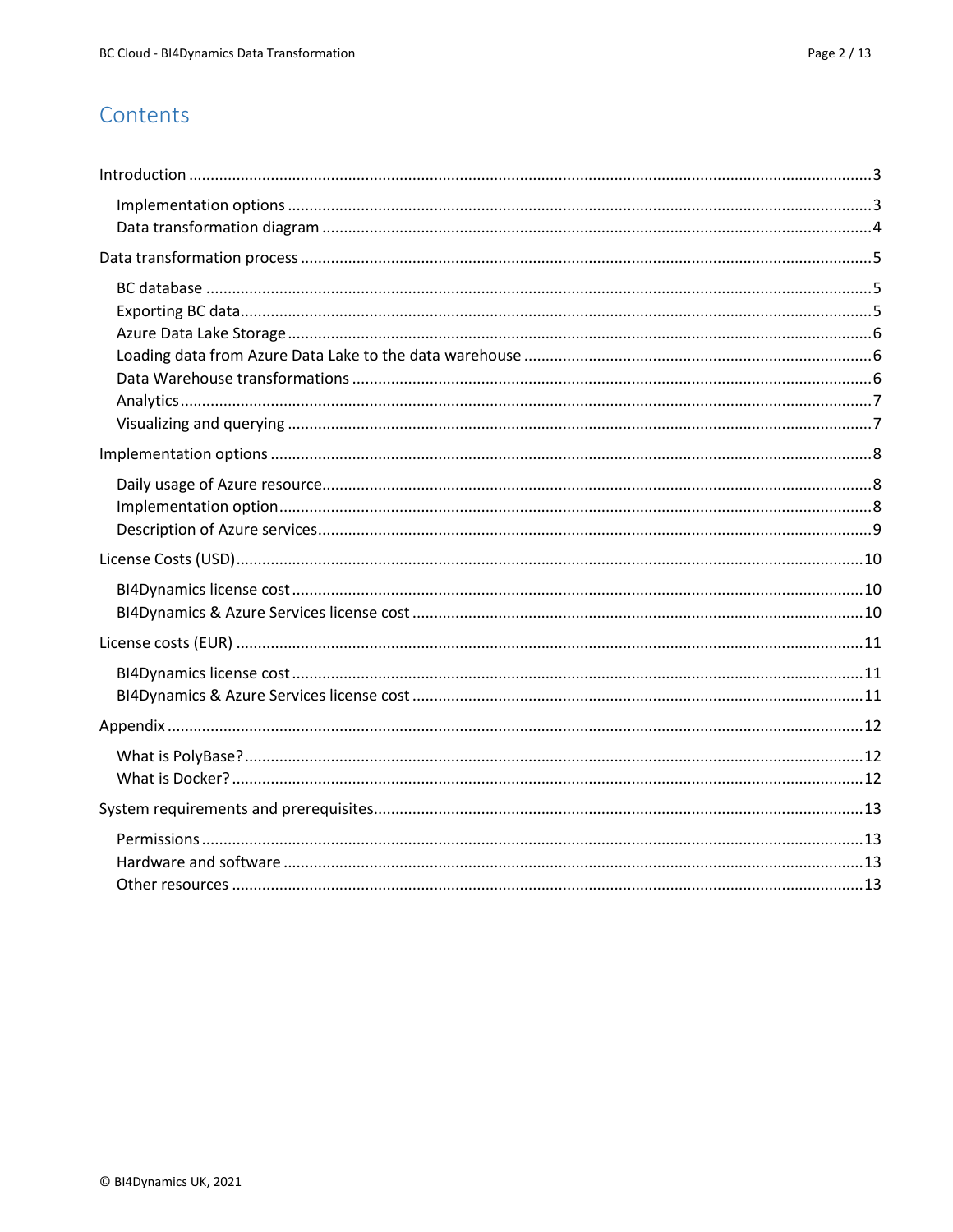# Contents

- Introduction ... 3
  - Implementation options ... 3
  - Data transformation diagram ... 4
- Data transformation process ... 5
  - BC database ... 5
  - Exporting BC data ... 5
  - Azure Data Lake Storage ... 6
  - Loading data from Azure Data Lake to the data warehouse ... 6
  - Data Warehouse transformations ... 6
  - Analytics ... 7
  - Visualizing and querying ... 7
- Implementation options ... 8
  - Daily usage of Azure resource ... 8
  - Implementation option ... 8
  - Description of Azure services ... 9
- License Costs (USD) ... 10
  - BI4Dynamics license cost ... 10
  - BI4Dynamics & Azure Services license cost ... 10
- License costs (EUR) ... 11
  - BI4Dynamics license cost ... 11
  - BI4Dynamics & Azure Services license cost ... 11
- Appendix ... 12
  - What is PolyBase? ... 12
  - What is Docker? ... 12
- System requirements and prerequisites ... 13
  - Permissions ... 13
  - Hardware and software ... 13
  - Other resources ... 13

© BI4Dynamics UK, 2021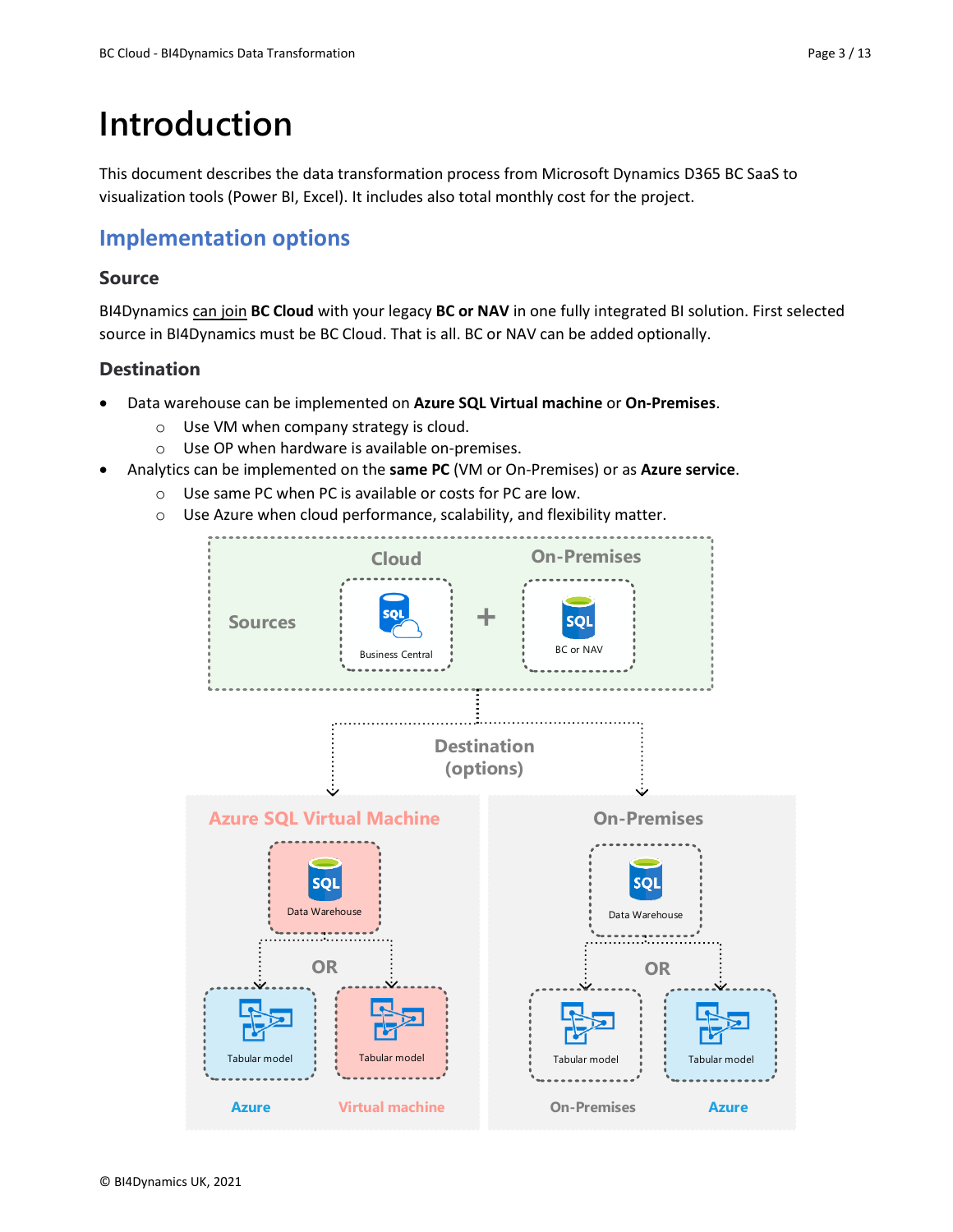# Introduction

This document describes the data transformation process from Microsoft Dynamics D365 BC SaaS to visualization tools (Power BI, Excel). It includes also total monthly cost for the project.

## Implementation options

### Source

BI4Dynamics can join **BC Cloud** with your legacy **BC or NAV** in one fully integrated BI solution. First selected source in BI4Dynamics must be BC Cloud. That is all. BC or NAV can be added optionally.

### Destination

- Data warehouse can be implemented on **Azure SQL Virtual machine** or **On-Premises**.
  - Use VM when company strategy is cloud.
  - Use OP when hardware is available on-premises.
- Analytics can be implemented on the **same PC** (VM or On-Premises) or as **Azure service**.
  - Use same PC when PC is available or costs for PC are low.
  - Use Azure when cloud performance, scalability, and flexibility matter.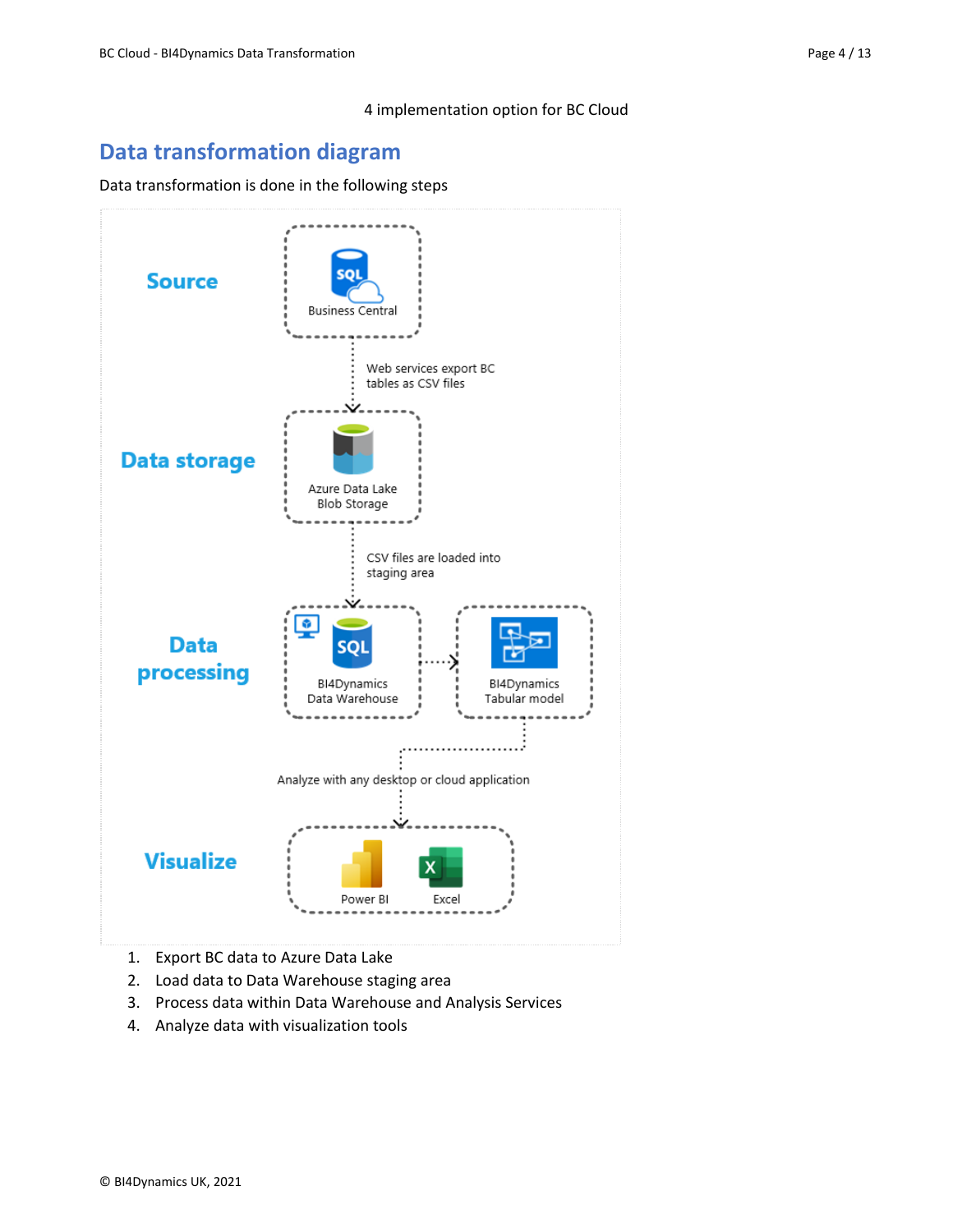4 implementation option for BC Cloud

## Data transformation diagram

Data transformation is done in the following steps

**Source**

Business Central

Web services export BC tables as CSV files

**Data storage**

Azure Data Lake Blob Storage

CSV files are loaded into staging area

**Data processing**

BI4Dynamics Data Warehouse

BI4Dynamics Tabular model

Analyze with any desktop or cloud application

**Visualize**

Power BI

Excel

1. Export BC data to Azure Data Lake
2. Load data to Data Warehouse staging area
3. Process data within Data Warehouse and Analysis Services
4. Analyze data with visualization tools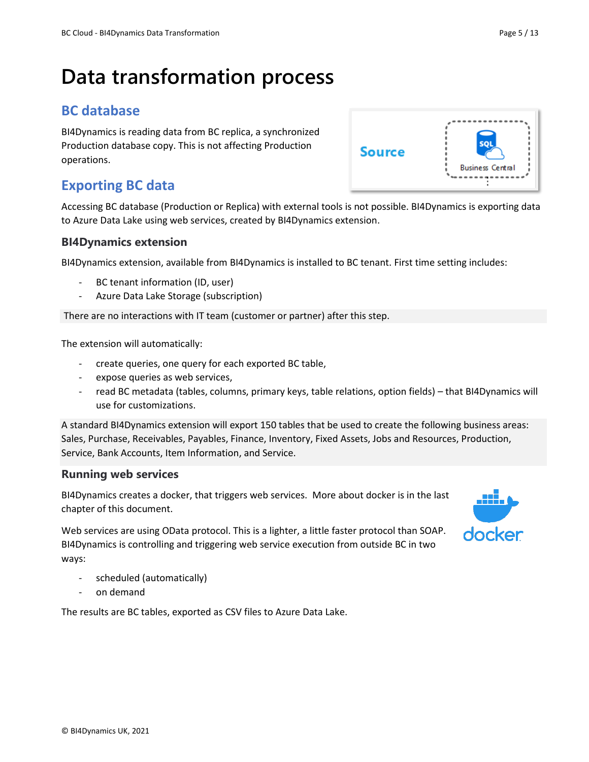# Data transformation process

## BC database

BI4Dynamics is reading data from BC replica, a synchronized Production database copy. This is not affecting Production operations.

## Exporting BC data

Accessing BC database (Production or Replica) with external tools is not possible. BI4Dynamics is exporting data to Azure Data Lake using web services, created by BI4Dynamics extension.

### BI4Dynamics extension

BI4Dynamics extension, available from BI4Dynamics is installed to BC tenant. First time setting includes:

- BC tenant information (ID, user)
- Azure Data Lake Storage (subscription)

There are no interactions with IT team (customer or partner) after this step.

The extension will automatically:

- create queries, one query for each exported BC table,
- expose queries as web services,
- read BC metadata (tables, columns, primary keys, table relations, option fields) – that BI4Dynamics will use for customizations.

A standard BI4Dynamics extension will export 150 tables that be used to create the following business areas: Sales, Purchase, Receivables, Payables, Finance, Inventory, Fixed Assets, Jobs and Resources, Production, Service, Bank Accounts, Item Information, and Service.

### Running web services

BI4Dynamics creates a docker, that triggers web services. More about docker is in the last chapter of this document.

Web services are using OData protocol. This is a lighter, a little faster protocol than SOAP. BI4Dynamics is controlling and triggering web service execution from outside BC in two ways:

- scheduled (automatically)
- on demand

The results are BC tables, exported as CSV files to Azure Data Lake.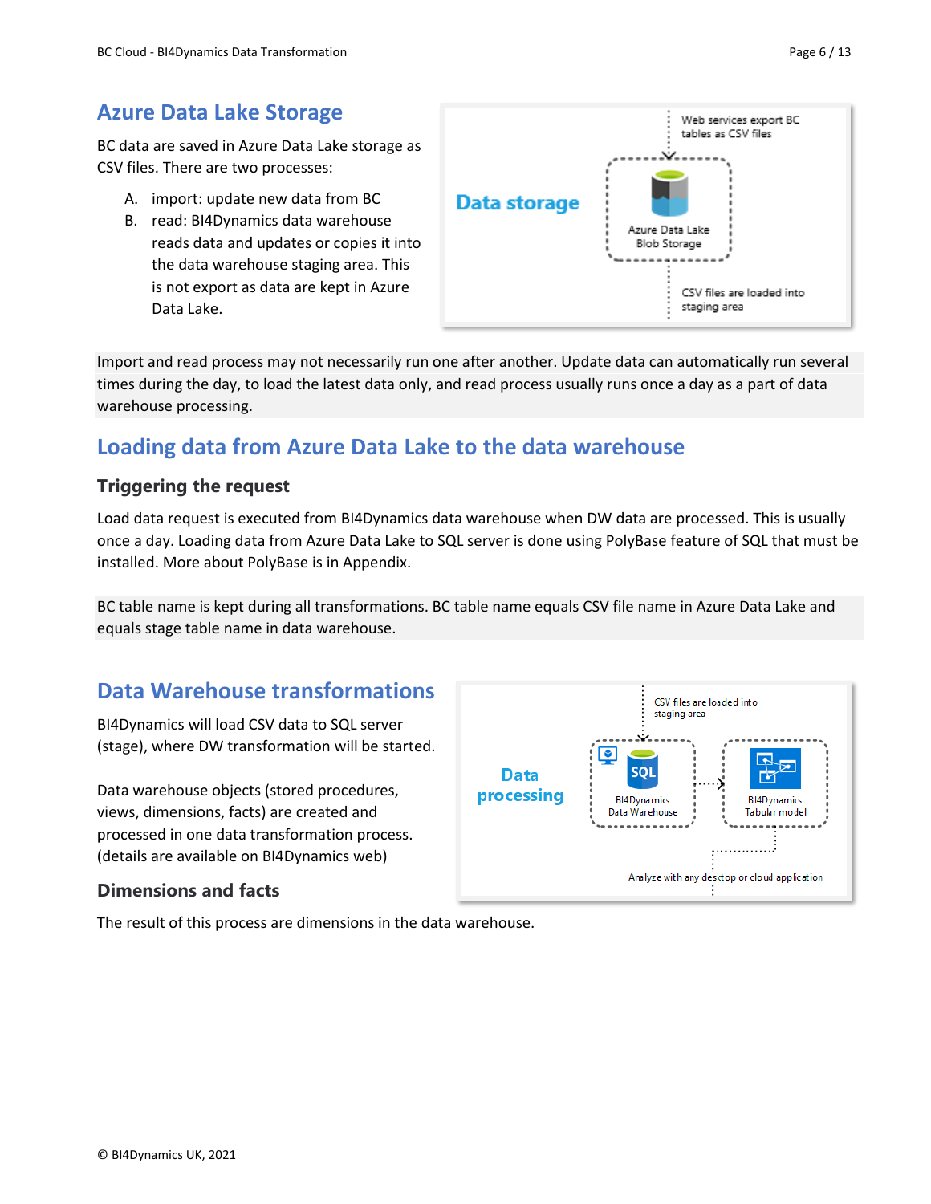## Azure Data Lake Storage

BC data are saved in Azure Data Lake storage as CSV files. There are two processes:

A. import: update new data from BC
B. read: BI4Dynamics data warehouse reads data and updates or copies it into the data warehouse staging area. This is not export as data are kept in Azure Data Lake.

Import and read process may not necessarily run one after another. Update data can automatically run several times during the day, to load the latest data only, and read process usually runs once a day as a part of data warehouse processing.

## Loading data from Azure Data Lake to the data warehouse

### Triggering the request

Load data request is executed from BI4Dynamics data warehouse when DW data are processed. This is usually once a day. Loading data from Azure Data Lake to SQL server is done using PolyBase feature of SQL that must be installed. More about PolyBase is in Appendix.

BC table name is kept during all transformations. BC table name equals CSV file name in Azure Data Lake and equals stage table name in data warehouse.

## Data Warehouse transformations

BI4Dynamics will load CSV data to SQL server (stage), where DW transformation will be started.

Data warehouse objects (stored procedures, views, dimensions, facts) are created and processed in one data transformation process. (details are available on BI4Dynamics web)

### Dimensions and facts

The result of this process are dimensions in the data warehouse.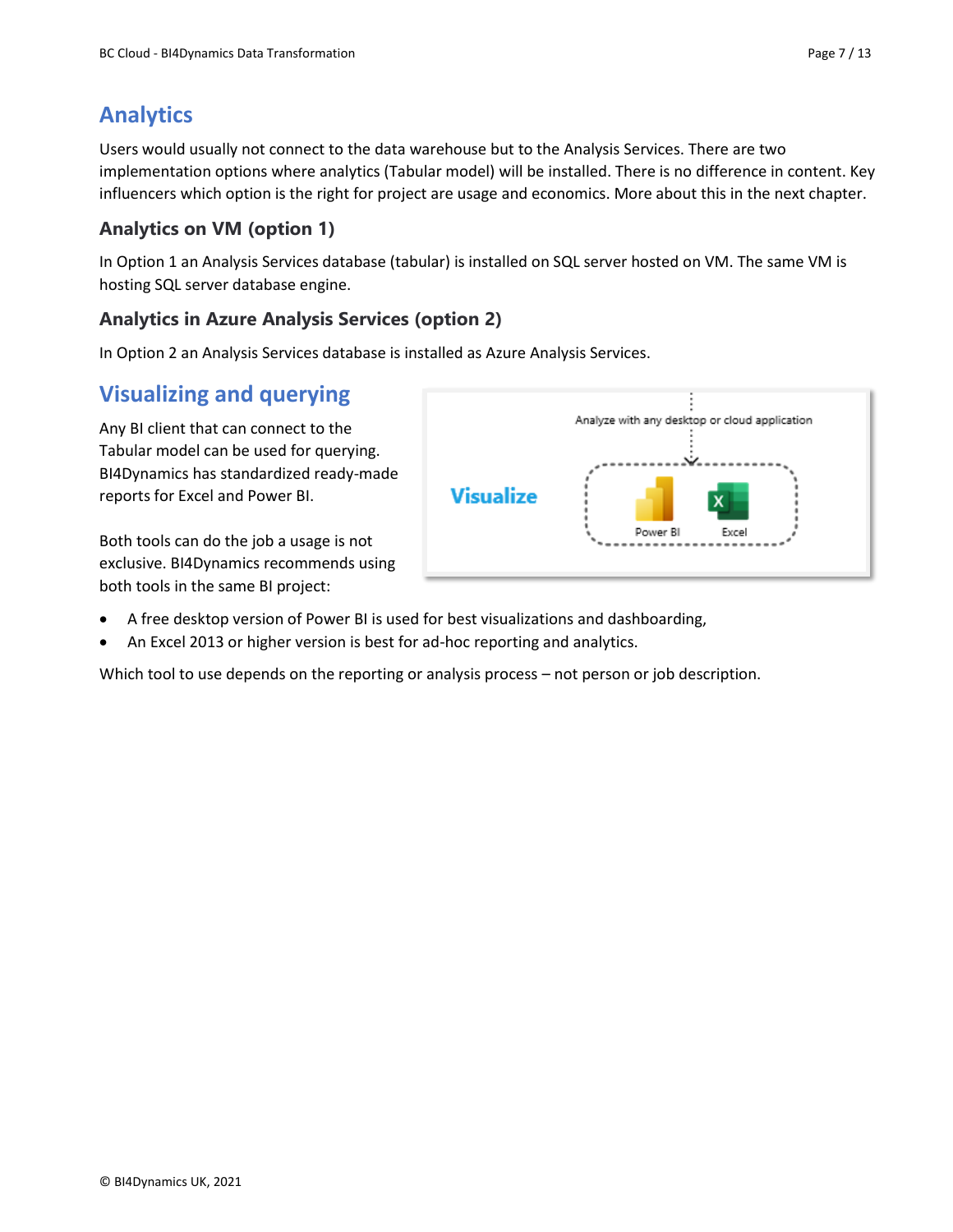## Analytics

Users would usually not connect to the data warehouse but to the Analysis Services. There are two implementation options where analytics (Tabular model) will be installed. There is no difference in content. Key influencers which option is the right for project are usage and economics. More about this in the next chapter.

### Analytics on VM (option 1)

In Option 1 an Analysis Services database (tabular) is installed on SQL server hosted on VM. The same VM is hosting SQL server database engine.

### Analytics in Azure Analysis Services (option 2)

In Option 2 an Analysis Services database is installed as Azure Analysis Services.

## Visualizing and querying

Any BI client that can connect to the Tabular model can be used for querying. BI4Dynamics has standardized ready-made reports for Excel and Power BI.

Both tools can do the job a usage is not exclusive. BI4Dynamics recommends using both tools in the same BI project:

- A free desktop version of Power BI is used for best visualizations and dashboarding,
- An Excel 2013 or higher version is best for ad-hoc reporting and analytics.

Which tool to use depends on the reporting or analysis process – not person or job description.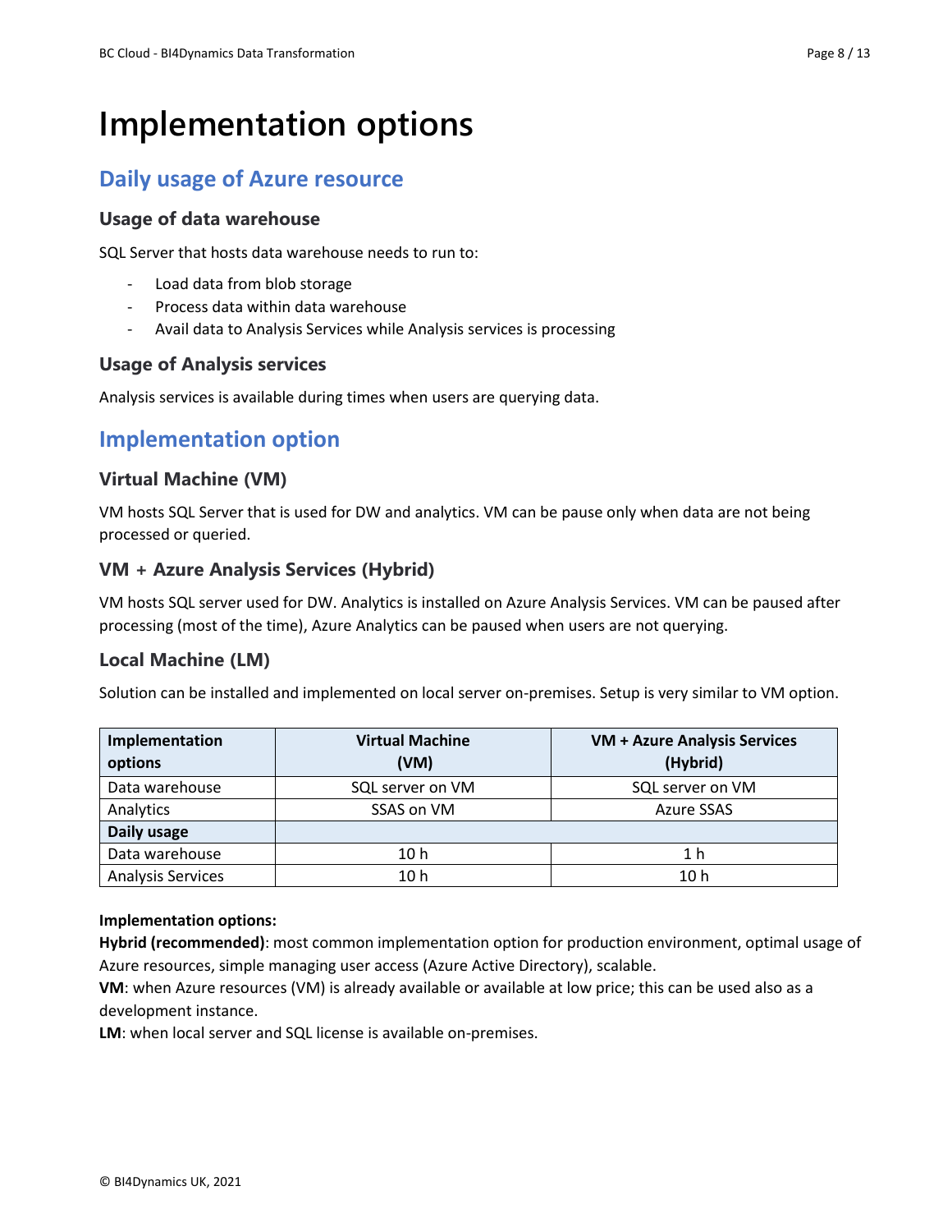# Implementation options

## Daily usage of Azure resource

### Usage of data warehouse

SQL Server that hosts data warehouse needs to run to:

- Load data from blob storage
- Process data within data warehouse
- Avail data to Analysis Services while Analysis services is processing

### Usage of Analysis services

Analysis services is available during times when users are querying data.

## Implementation option

### Virtual Machine (VM)

VM hosts SQL Server that is used for DW and analytics. VM can be pause only when data are not being processed or queried.

### VM + Azure Analysis Services (Hybrid)

VM hosts SQL server used for DW. Analytics is installed on Azure Analysis Services. VM can be paused after processing (most of the time), Azure Analytics can be paused when users are not querying.

### Local Machine (LM)

Solution can be installed and implemented on local server on-premises. Setup is very similar to VM option.

| Implementation options | Virtual Machine (VM) | VM + Azure Analysis Services (Hybrid) |
|---|---|---|
| Data warehouse | SQL server on VM | SQL server on VM |
| Analytics | SSAS on VM | Azure SSAS |
| **Daily usage** | | |
| Data warehouse | 10 h | 1 h |
| Analysis Services | 10 h | 10 h |

**Implementation options:**
**Hybrid (recommended)**: most common implementation option for production environment, optimal usage of Azure resources, simple managing user access (Azure Active Directory), scalable.
**VM**: when Azure resources (VM) is already available or available at low price; this can be used also as a development instance.
**LM**: when local server and SQL license is available on-premises.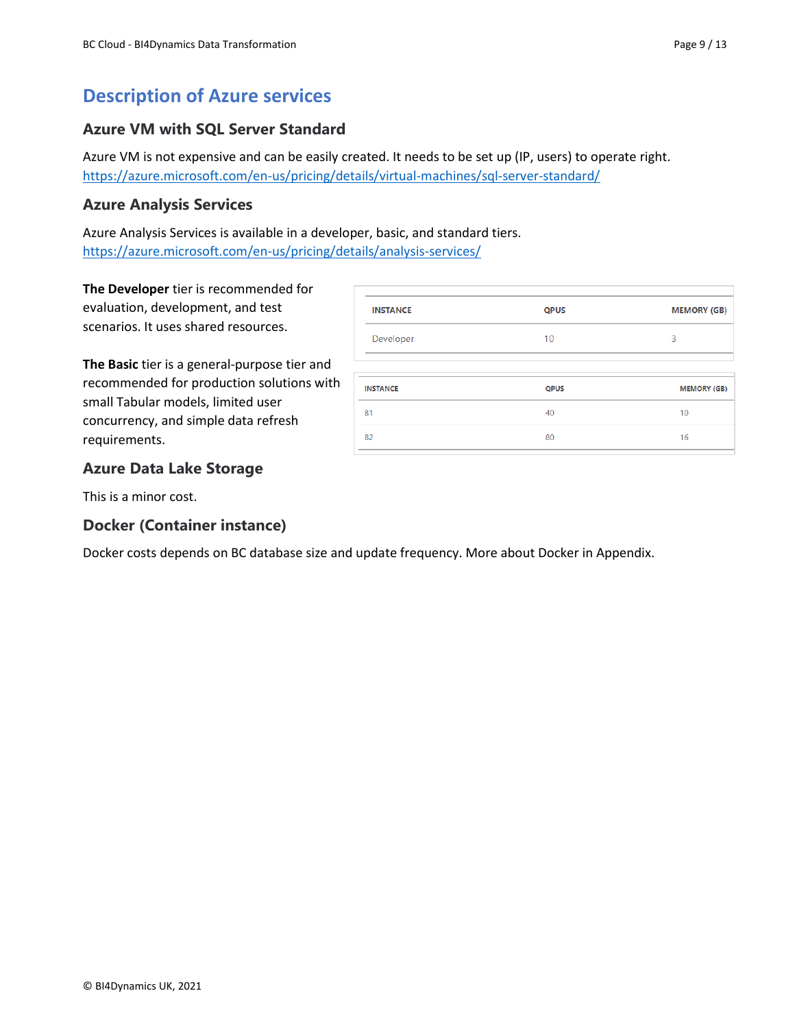# Description of Azure services

## Azure VM with SQL Server Standard

Azure VM is not expensive and can be easily created. It needs to be set up (IP, users) to operate right.
https://azure.microsoft.com/en-us/pricing/details/virtual-machines/sql-server-standard/

## Azure Analysis Services

Azure Analysis Services is available in a developer, basic, and standard tiers.
https://azure.microsoft.com/en-us/pricing/details/analysis-services/

**The Developer** tier is recommended for evaluation, development, and test scenarios. It uses shared resources.

| INSTANCE | QPUS | MEMORY (GB) |
|---|---|---|
| Developer | 10 | 3 |

**The Basic** tier is a general-purpose tier and recommended for production solutions with small Tabular models, limited user concurrency, and simple data refresh requirements.

| INSTANCE | QPUS | MEMORY (GB) |
|---|---|---|
| B1 | 40 | 10 |
| B2 | 80 | 16 |

## Azure Data Lake Storage

This is a minor cost.

## Docker (Container instance)

Docker costs depends on BC database size and update frequency. More about Docker in Appendix.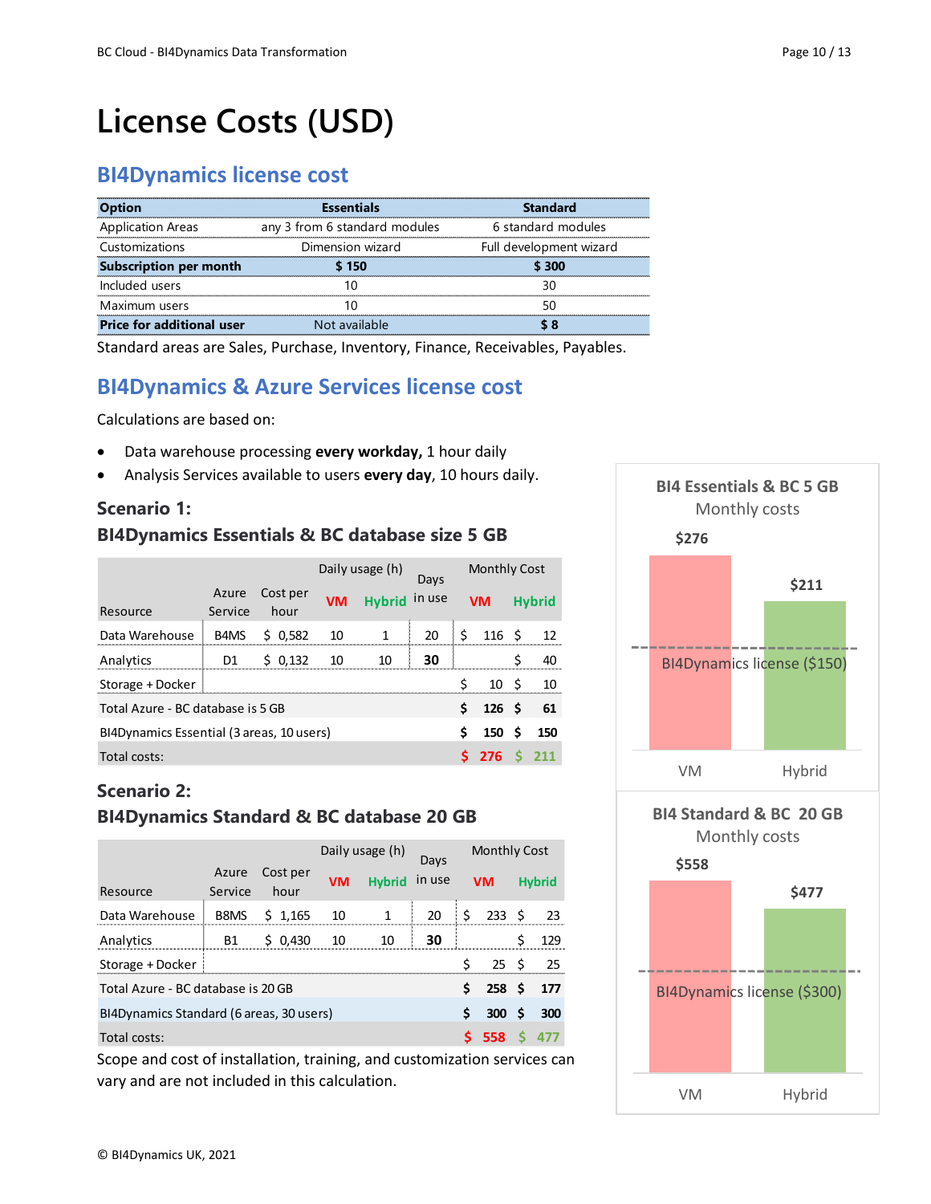# License Costs (USD)

## BI4Dynamics license cost

| Option | Essentials | Standard |
|---|---|---|
| Application Areas | any 3 from 6 standard modules | 6 standard modules |
| Customizations | Dimension wizard | Full development wizard |
| **Subscription per month** | **$ 150** | **$ 300** |
| Included users | 10 | 30 |
| Maximum users | 10 | 50 |
| **Price for additional user** | Not available | **$ 8** |

Standard areas are Sales, Purchase, Inventory, Finance, Receivables, Payables.

## BI4Dynamics & Azure Services license cost

Calculations are based on:

- Data warehouse processing **every workday,** 1 hour daily
- Analysis Services available to users **every day**, 10 hours daily.

### Scenario 1:
### BI4Dynamics Essentials & BC database size 5 GB

| Resource | Azure Service | Cost per hour | Daily usage (h) VM | Daily usage (h) Hybrid | Days in use | Monthly Cost VM | Monthly Cost Hybrid |
|---|---|---|---|---|---|---|---|
| Data Warehouse | B4MS | $ 0,582 | 10 | 1 | 20 | $ 116 | $ 12 |
| Analytics | D1 | $ 0,132 | 10 | 10 | **30** | | $ 40 |
| Storage + Docker | | | | | | $ 10 | $ 10 |
| Total Azure - BC database is 5 GB | | | | | | **$ 126** | **$ 61** |
| BI4Dynamics Essential (3 areas, 10 users) | | | | | | **$ 150** | **$ 150** |
| Total costs: | | | | | | **$ 276** | **$ 211** |

### Scenario 2:
### BI4Dynamics Standard & BC database 20 GB

| Resource | Azure Service | Cost per hour | Daily usage (h) VM | Daily usage (h) Hybrid | Days in use | Monthly Cost VM | Monthly Cost Hybrid |
|---|---|---|---|---|---|---|---|
| Data Warehouse | B8MS | $ 1,165 | 10 | 1 | 20 | $ 233 | $ 23 |
| Analytics | B1 | $ 0,430 | 10 | 10 | **30** | | $ 129 |
| Storage + Docker | | | | | | $ 25 | $ 25 |
| Total Azure - BC database is 20 GB | | | | | | **$ 258** | **$ 177** |
| BI4Dynamics Standard (6 areas, 30 users) | | | | | | **$ 300** | **$ 300** |
| Total costs: | | | | | | **$ 558** | **$ 477** |

Scope and cost of installation, training, and customization services can vary and are not included in this calculation.

**BI4 Essentials & BC 5 GB**
Monthly costs

VM: $276; Hybrid: $211; BI4Dynamics license ($150)

**BI4 Standard & BC 20 GB**
Monthly costs

VM: $558; Hybrid: $477; BI4Dynamics license ($300)

© BI4Dynamics UK, 2021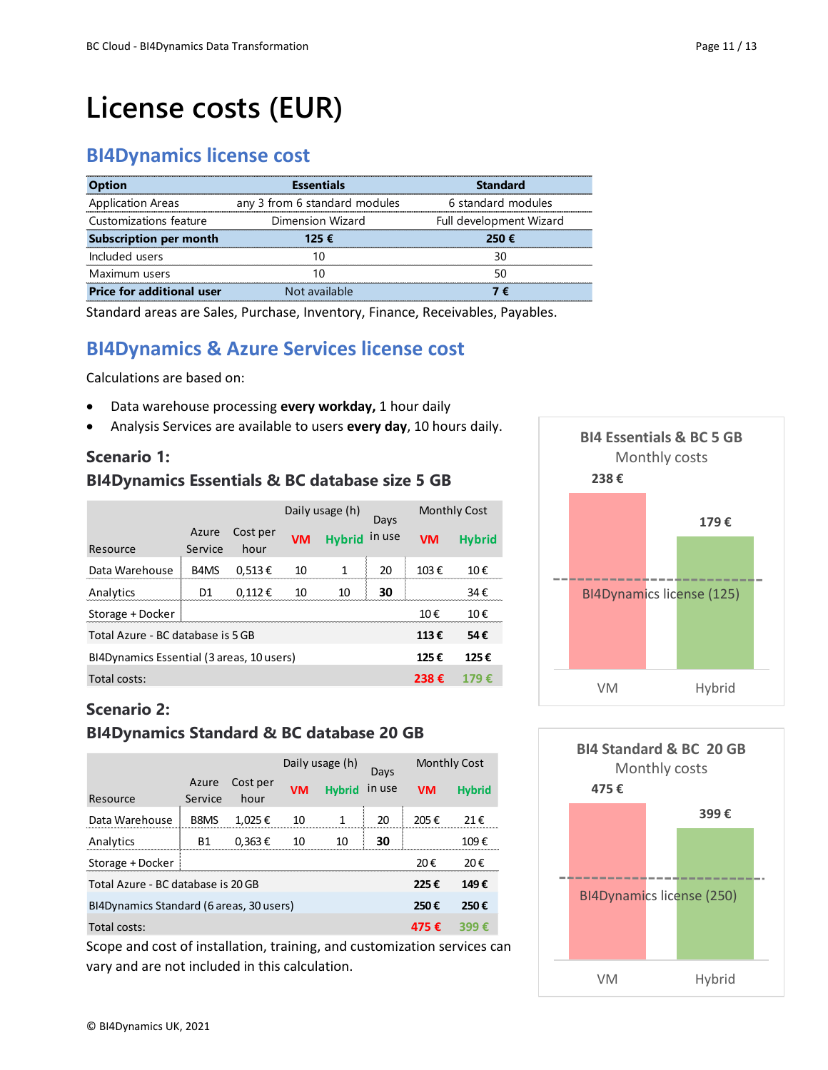# License costs (EUR)

## BI4Dynamics license cost

| Option | Essentials | Standard |
|---|---|---|
| Application Areas | any 3 from 6 standard modules | 6 standard modules |
| Customizations feature | Dimension Wizard | Full development Wizard |
| **Subscription per month** | **125 €** | **250 €** |
| Included users | 10 | 30 |
| Maximum users | 10 | 50 |
| **Price for additional user** | Not available | **7 €** |

Standard areas are Sales, Purchase, Inventory, Finance, Receivables, Payables.

## BI4Dynamics & Azure Services license cost

Calculations are based on:

- Data warehouse processing **every workday,** 1 hour daily
- Analysis Services are available to users **every day**, 10 hours daily.

### Scenario 1:
### BI4Dynamics Essentials & BC database size 5 GB

| Resource | Azure Service | Cost per hour | Daily usage (h) VM | Daily usage (h) Hybrid | Days in use | Monthly Cost VM | Monthly Cost Hybrid |
|---|---|---|---|---|---|---|---|
| Data Warehouse | B4MS | 0,513 € | 10 | 1 | 20 | 103 € | 10 € |
| Analytics | D1 | 0,112 € | 10 | 10 | **30** | | 34 € |
| Storage + Docker | | | | | | 10 € | 10 € |
| Total Azure - BC database is 5 GB | | | | | | **113 €** | **54 €** |
| BI4Dynamics Essential (3 areas, 10 users) | | | | | | **125 €** | **125 €** |
| Total costs: | | | | | | **238 €** | **179 €** |

BI4 Essentials & BC 5 GB
Monthly costs

| | VM | Hybrid |
|---|---|---|
| Monthly costs | 238 € | 179 € |

BI4Dynamics license (125)

### Scenario 2:
### BI4Dynamics Standard & BC database 20 GB

| Resource | Azure Service | Cost per hour | Daily usage (h) VM | Daily usage (h) Hybrid | Days in use | Monthly Cost VM | Monthly Cost Hybrid |
|---|---|---|---|---|---|---|---|
| Data Warehouse | B8MS | 1,025 € | 10 | 1 | 20 | 205 € | 21 € |
| Analytics | B1 | 0,363 € | 10 | 10 | **30** | | 109 € |
| Storage + Docker | | | | | | 20 € | 20 € |
| Total Azure - BC database is 20 GB | | | | | | **225 €** | **149 €** |
| BI4Dynamics Standard (6 areas, 30 users) | | | | | | **250 €** | **250 €** |
| Total costs: | | | | | | **475 €** | **399 €** |

BI4 Standard & BC 20 GB
Monthly costs

| | VM | Hybrid |
|---|---|---|
| Monthly costs | 475 € | 399 € |

BI4Dynamics license (250)

Scope and cost of installation, training, and customization services can vary and are not included in this calculation.

© BI4Dynamics UK, 2021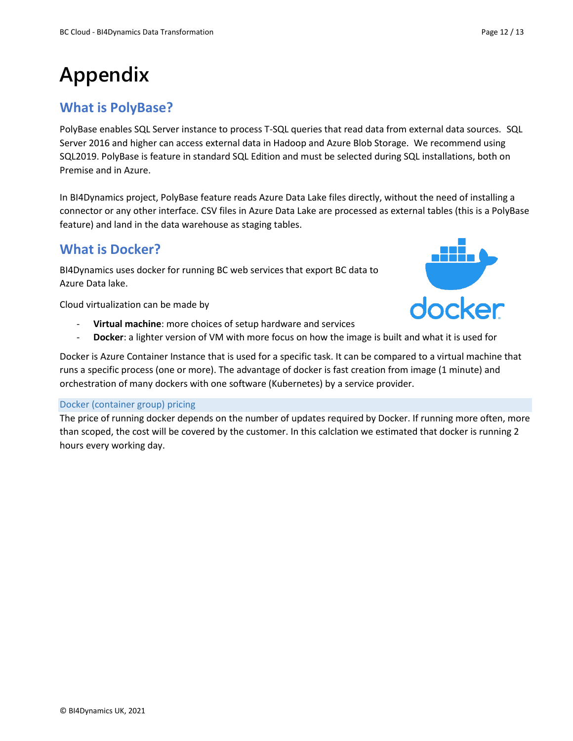# Appendix

## What is PolyBase?

PolyBase enables SQL Server instance to process T-SQL queries that read data from external data sources. SQL Server 2016 and higher can access external data in Hadoop and Azure Blob Storage. We recommend using SQL2019. PolyBase is feature in standard SQL Edition and must be selected during SQL installations, both on Premise and in Azure.

In BI4Dynamics project, PolyBase feature reads Azure Data Lake files directly, without the need of installing a connector or any other interface. CSV files in Azure Data Lake are processed as external tables (this is a PolyBase feature) and land in the data warehouse as staging tables.

## What is Docker?

BI4Dynamics uses docker for running BC web services that export BC data to Azure Data lake.

Cloud virtualization can be made by

- **Virtual machine**: more choices of setup hardware and services
- **Docker**: a lighter version of VM with more focus on how the image is built and what it is used for

Docker is Azure Container Instance that is used for a specific task. It can be compared to a virtual machine that runs a specific process (one or more). The advantage of docker is fast creation from image (1 minute) and orchestration of many dockers with one software (Kubernetes) by a service provider.

### Docker (container group) pricing

The price of running docker depends on the number of updates required by Docker. If running more often, more than scoped, the cost will be covered by the customer. In this calclation we estimated that docker is running 2 hours every working day.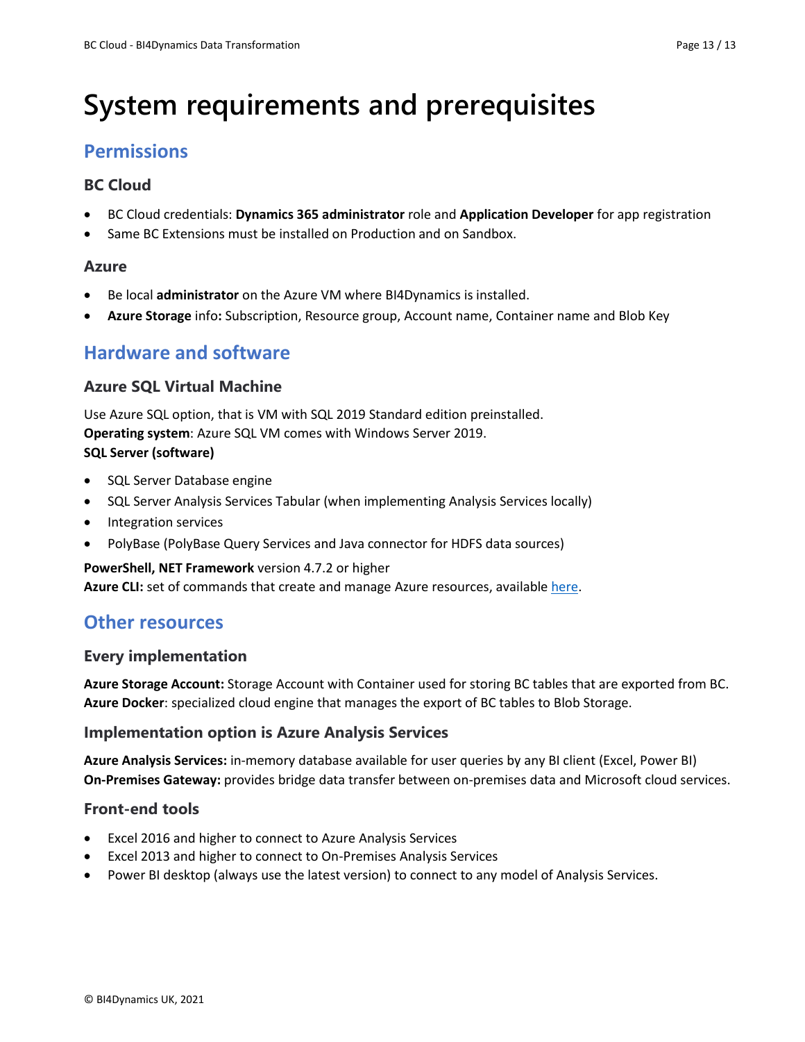# System requirements and prerequisites

## Permissions

### BC Cloud

- BC Cloud credentials: **Dynamics 365 administrator** role and **Application Developer** for app registration
- Same BC Extensions must be installed on Production and on Sandbox.

### Azure

- Be local **administrator** on the Azure VM where BI4Dynamics is installed.
- **Azure Storage** info**:** Subscription, Resource group, Account name, Container name and Blob Key

## Hardware and software

### Azure SQL Virtual Machine

Use Azure SQL option, that is VM with SQL 2019 Standard edition preinstalled.
**Operating system**: Azure SQL VM comes with Windows Server 2019.
**SQL Server (software)**

- SQL Server Database engine
- SQL Server Analysis Services Tabular (when implementing Analysis Services locally)
- Integration services
- PolyBase (PolyBase Query Services and Java connector for HDFS data sources)

**PowerShell, NET Framework** version 4.7.2 or higher
**Azure CLI:** set of commands that create and manage Azure resources, available here.

## Other resources

### Every implementation

**Azure Storage Account:** Storage Account with Container used for storing BC tables that are exported from BC.
**Azure Docker**: specialized cloud engine that manages the export of BC tables to Blob Storage.

### Implementation option is Azure Analysis Services

**Azure Analysis Services:** in-memory database available for user queries by any BI client (Excel, Power BI)
**On-Premises Gateway:** provides bridge data transfer between on-premises data and Microsoft cloud services.

### Front-end tools

- Excel 2016 and higher to connect to Azure Analysis Services
- Excel 2013 and higher to connect to On-Premises Analysis Services
- Power BI desktop (always use the latest version) to connect to any model of Analysis Services.

© BI4Dynamics UK, 2021